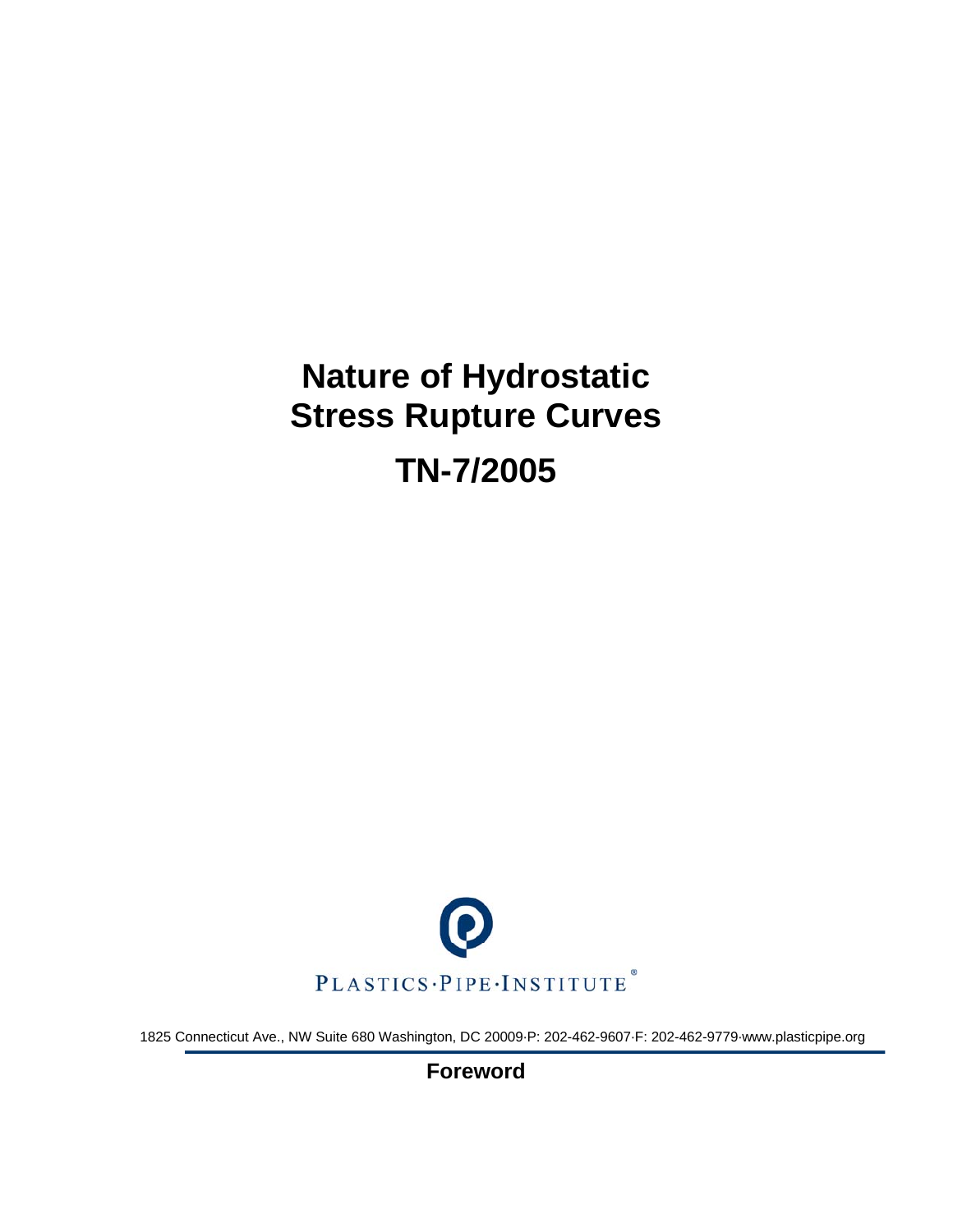# Nature of Hydrostatic Stress Rupture Curves

# TN-7/2005

PLASTICS·PIPE·INSTITUTE®

1825 Connecticut Ave., NW Suite 680 Washington, DC 20009·P: 202-462-9607·F: 202-462-9779·www.plasticpipe.org

## Foreword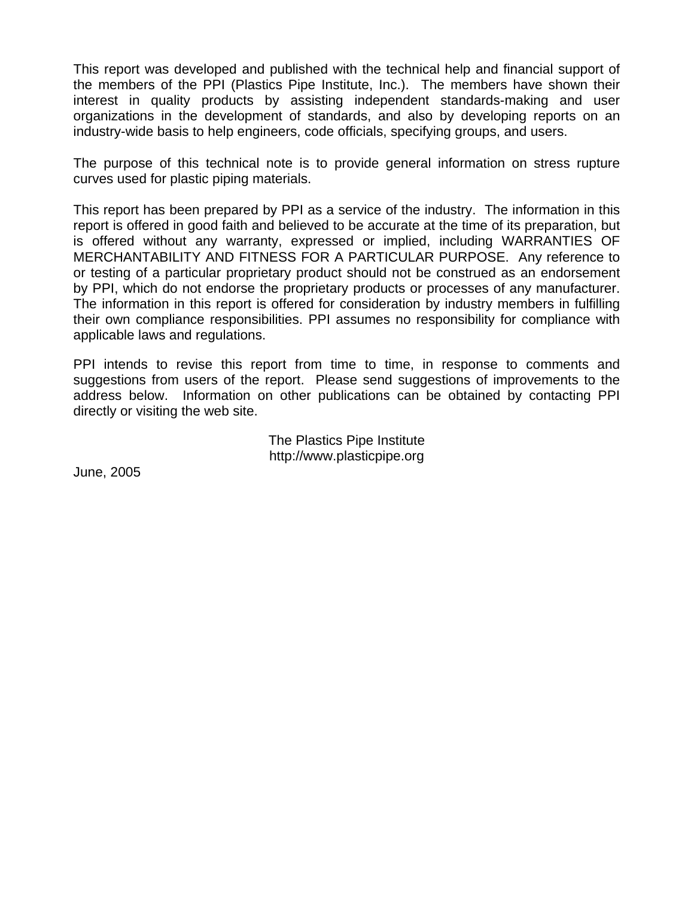This report was developed and published with the technical help and financial support of the members of the PPI (Plastics Pipe Institute, Inc.). The members have shown their interest in quality products by assisting independent standards-making and user organizations in the development of standards, and also by developing reports on an industry-wide basis to help engineers, code officials, specifying groups, and users.

The purpose of this technical note is to provide general information on stress rupture curves used for plastic piping materials.

This report has been prepared by PPI as a service of the industry. The information in this report is offered in good faith and believed to be accurate at the time of its preparation, but is offered without any warranty, expressed or implied, including WARRANTIES OF MERCHANTABILITY AND FITNESS FOR A PARTICULAR PURPOSE. Any reference to or testing of a particular proprietary product should not be construed as an endorsement by PPI, which do not endorse the proprietary products or processes of any manufacturer. The information in this report is offered for consideration by industry members in fulfilling their own compliance responsibilities. PPI assumes no responsibility for compliance with applicable laws and regulations.

PPI intends to revise this report from time to time, in response to comments and suggestions from users of the report. Please send suggestions of improvements to the address below. Information on other publications can be obtained by contacting PPI directly or visiting the web site.

The Plastics Pipe Institute
http://www.plasticpipe.org

June, 2005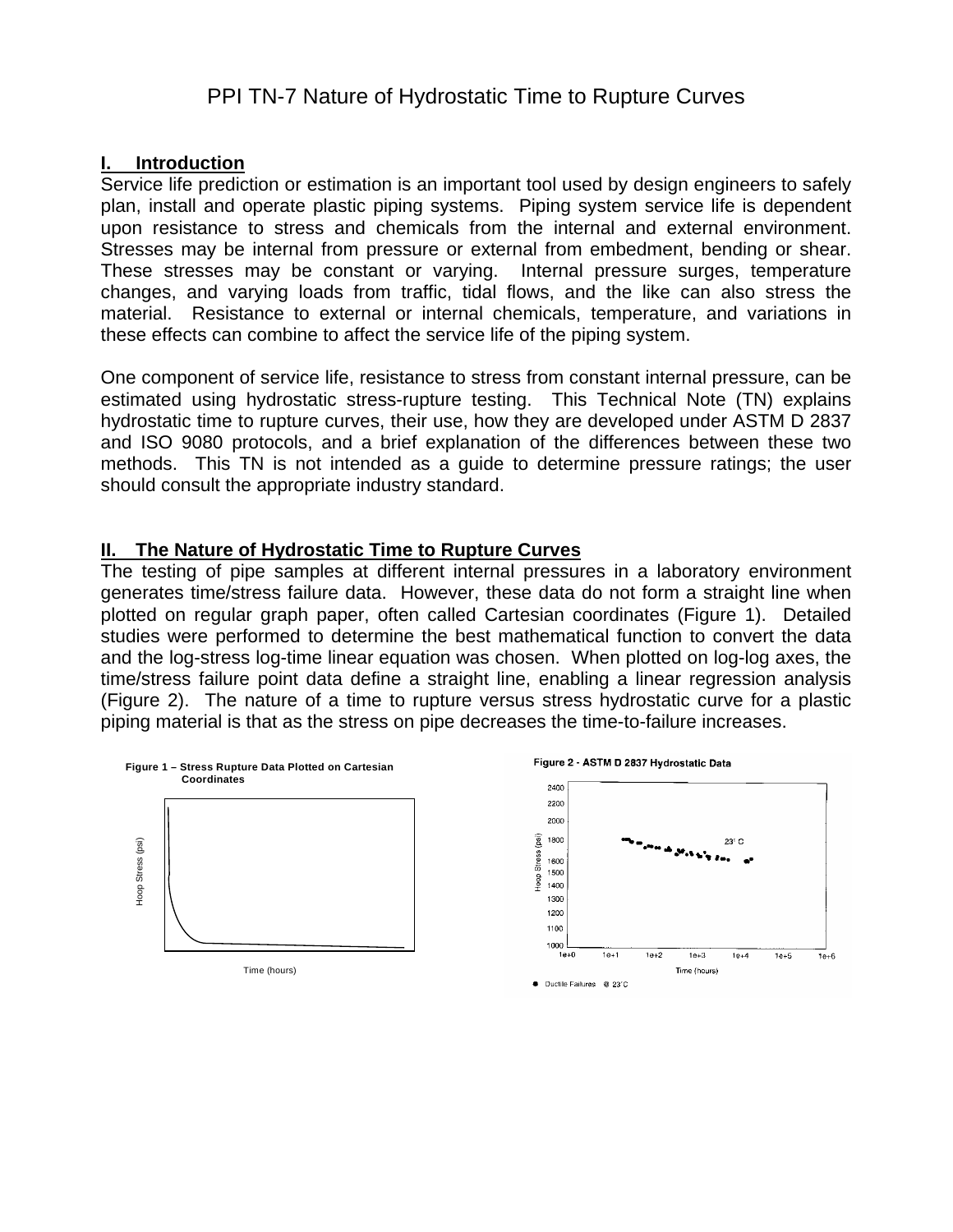# PPI TN-7 Nature of Hydrostatic Time to Rupture Curves

## I. Introduction

Service life prediction or estimation is an important tool used by design engineers to safely plan, install and operate plastic piping systems. Piping system service life is dependent upon resistance to stress and chemicals from the internal and external environment. Stresses may be internal from pressure or external from embedment, bending or shear. These stresses may be constant or varying. Internal pressure surges, temperature changes, and varying loads from traffic, tidal flows, and the like can also stress the material. Resistance to external or internal chemicals, temperature, and variations in these effects can combine to affect the service life of the piping system.

One component of service life, resistance to stress from constant internal pressure, can be estimated using hydrostatic stress-rupture testing. This Technical Note (TN) explains hydrostatic time to rupture curves, their use, how they are developed under ASTM D 2837 and ISO 9080 protocols, and a brief explanation of the differences between these two methods. This TN is not intended as a guide to determine pressure ratings; the user should consult the appropriate industry standard.

## II. The Nature of Hydrostatic Time to Rupture Curves

The testing of pipe samples at different internal pressures in a laboratory environment generates time/stress failure data. However, these data do not form a straight line when plotted on regular graph paper, often called Cartesian coordinates (Figure 1). Detailed studies were performed to determine the best mathematical function to convert the data and the log-stress log-time linear equation was chosen. When plotted on log-log axes, the time/stress failure point data define a straight line, enabling a linear regression analysis (Figure 2). The nature of a time to rupture versus stress hydrostatic curve for a plastic piping material is that as the stress on pipe decreases the time-to-failure increases.

**Figure 1 – Stress Rupture Data Plotted on Cartesian Coordinates**

**Figure 2 - ASTM D 2837 Hydrostatic Data**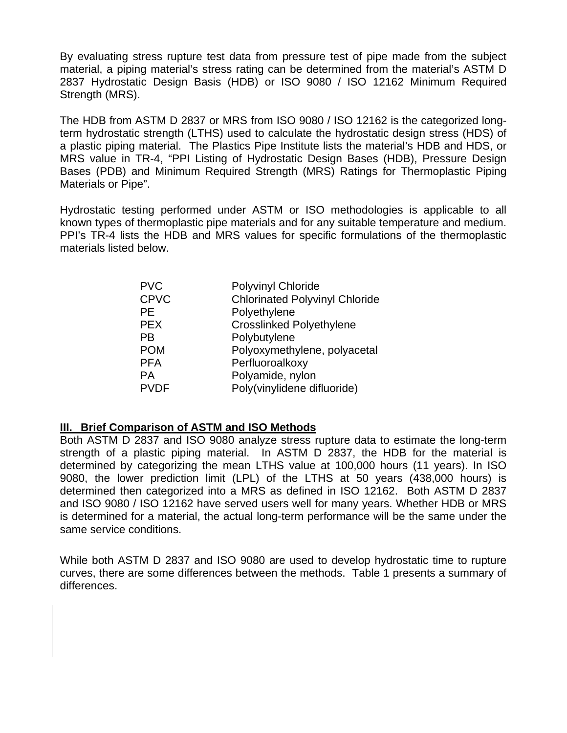By evaluating stress rupture test data from pressure test of pipe made from the subject material, a piping material's stress rating can be determined from the material's ASTM D 2837 Hydrostatic Design Basis (HDB) or ISO 9080 / ISO 12162 Minimum Required Strength (MRS).

The HDB from ASTM D 2837 or MRS from ISO 9080 / ISO 12162 is the categorized long-term hydrostatic strength (LTHS) used to calculate the hydrostatic design stress (HDS) of a plastic piping material. The Plastics Pipe Institute lists the material's HDB and HDS, or MRS value in TR-4, "PPI Listing of Hydrostatic Design Bases (HDB), Pressure Design Bases (PDB) and Minimum Required Strength (MRS) Ratings for Thermoplastic Piping Materials or Pipe".

Hydrostatic testing performed under ASTM or ISO methodologies is applicable to all known types of thermoplastic pipe materials and for any suitable temperature and medium. PPI's TR-4 lists the HDB and MRS values for specific formulations of the thermoplastic materials listed below.

| | |
|---|---|
| PVC | Polyvinyl Chloride |
| CPVC | Chlorinated Polyvinyl Chloride |
| PE | Polyethylene |
| PEX | Crosslinked Polyethylene |
| PB | Polybutylene |
| POM | Polyoxymethylene, polyacetal |
| PFA | Perfluoroalkoxy |
| PA | Polyamide, nylon |
| PVDF | Poly(vinylidene difluoride) |

## III. Brief Comparison of ASTM and ISO Methods

Both ASTM D 2837 and ISO 9080 analyze stress rupture data to estimate the long-term strength of a plastic piping material. In ASTM D 2837, the HDB for the material is determined by categorizing the mean LTHS value at 100,000 hours (11 years). In ISO 9080, the lower prediction limit (LPL) of the LTHS at 50 years (438,000 hours) is determined then categorized into a MRS as defined in ISO 12162. Both ASTM D 2837 and ISO 9080 / ISO 12162 have served users well for many years. Whether HDB or MRS is determined for a material, the actual long-term performance will be the same under the same service conditions.

While both ASTM D 2837 and ISO 9080 are used to develop hydrostatic time to rupture curves, there are some differences between the methods. Table 1 presents a summary of differences.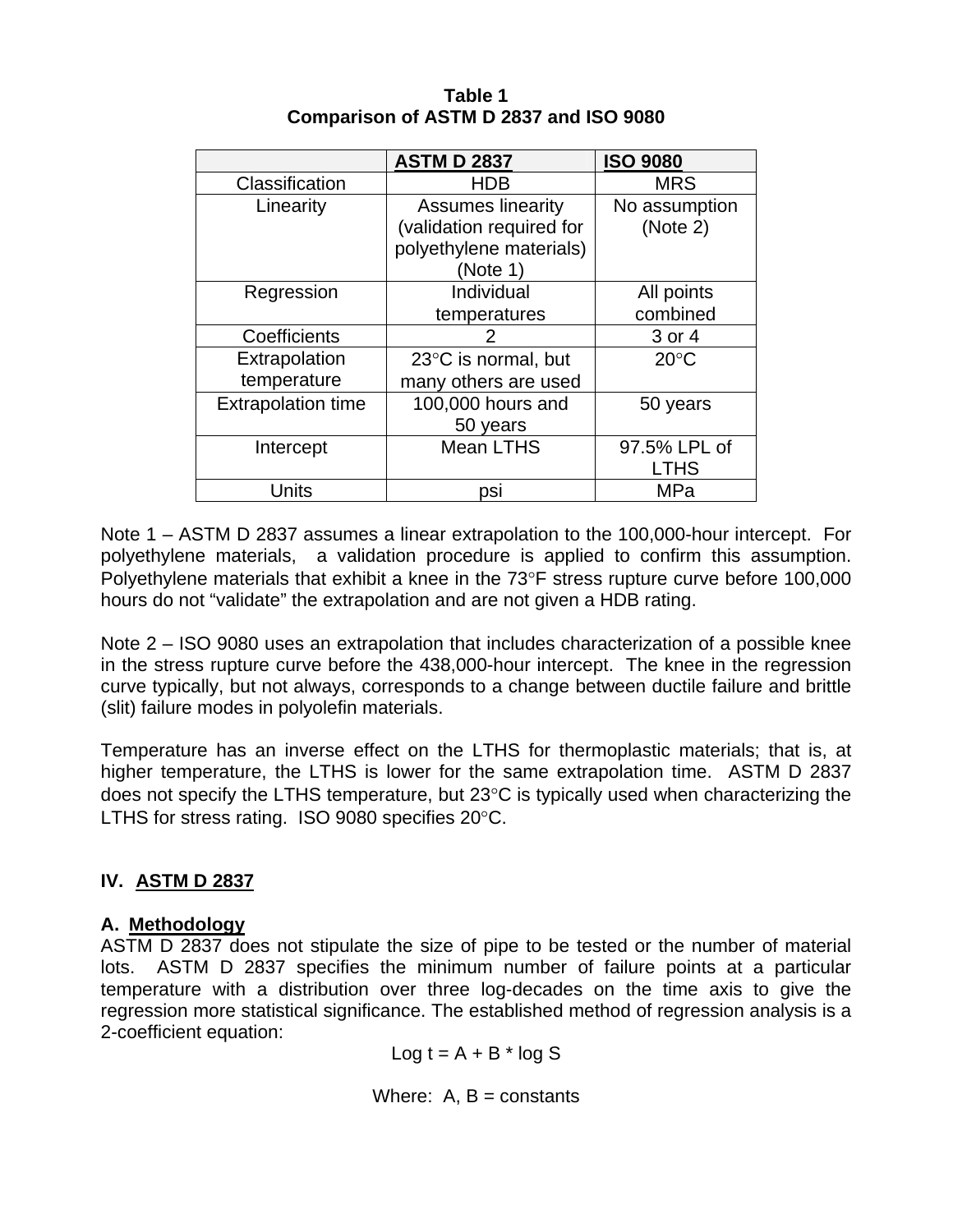**Table 1**
**Comparison of ASTM D 2837 and ISO 9080**

| | ASTM D 2837 | ISO 9080 |
|---|---|---|
| Classification | HDB | MRS |
| Linearity | Assumes linearity (validation required for polyethylene materials) (Note 1) | No assumption (Note 2) |
| Regression | Individual temperatures | All points combined |
| Coefficients | 2 | 3 or 4 |
| Extrapolation temperature | 23°C is normal, but many others are used | 20°C |
| Extrapolation time | 100,000 hours and 50 years | 50 years |
| Intercept | Mean LTHS | 97.5% LPL of LTHS |
| Units | psi | MPa |

Note 1 – ASTM D 2837 assumes a linear extrapolation to the 100,000-hour intercept. For polyethylene materials, a validation procedure is applied to confirm this assumption. Polyethylene materials that exhibit a knee in the 73°F stress rupture curve before 100,000 hours do not "validate" the extrapolation and are not given a HDB rating.

Note 2 – ISO 9080 uses an extrapolation that includes characterization of a possible knee in the stress rupture curve before the 438,000-hour intercept. The knee in the regression curve typically, but not always, corresponds to a change between ductile failure and brittle (slit) failure modes in polyolefin materials.

Temperature has an inverse effect on the LTHS for thermoplastic materials; that is, at higher temperature, the LTHS is lower for the same extrapolation time. ASTM D 2837 does not specify the LTHS temperature, but 23°C is typically used when characterizing the LTHS for stress rating. ISO 9080 specifies 20°C.

## IV. ASTM D 2837

### A. Methodology

ASTM D 2837 does not stipulate the size of pipe to be tested or the number of material lots. ASTM D 2837 specifies the minimum number of failure points at a particular temperature with a distribution over three log-decades on the time axis to give the regression more statistical significance. The established method of regression analysis is a 2-coefficient equation:

$$\log t = A + B * \log S$$

Where: A, B = constants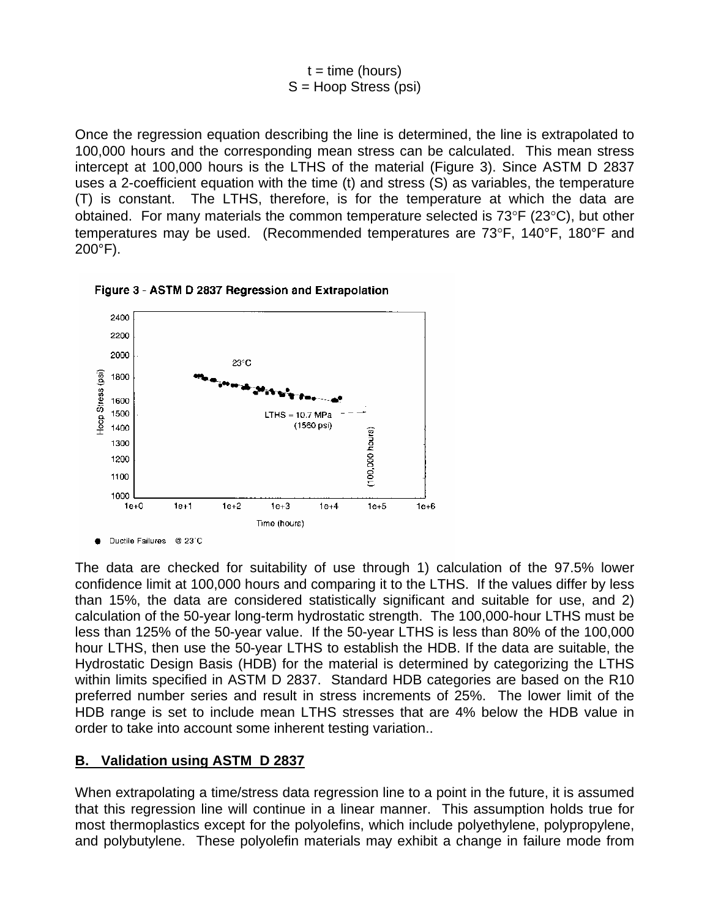$t$ = time (hours)
$S$ = Hoop Stress (psi)

Once the regression equation describing the line is determined, the line is extrapolated to 100,000 hours and the corresponding mean stress can be calculated. This mean stress intercept at 100,000 hours is the LTHS of the material (Figure 3). Since ASTM D 2837 uses a 2-coefficient equation with the time (t) and stress (S) as variables, the temperature (T) is constant. The LTHS, therefore, is for the temperature at which the data are obtained. For many materials the common temperature selected is 73°F (23°C), but other temperatures may be used. (Recommended temperatures are 73°F, 140°F, 180°F and 200°F).

**Figure 3 - ASTM D 2837 Regression and Extrapolation**

The data are checked for suitability of use through 1) calculation of the 97.5% lower confidence limit at 100,000 hours and comparing it to the LTHS. If the values differ by less than 15%, the data are considered statistically significant and suitable for use, and 2) calculation of the 50-year long-term hydrostatic strength. The 100,000-hour LTHS must be less than 125% of the 50-year value. If the 50-year LTHS is less than 80% of the 100,000 hour LTHS, then use the 50-year LTHS to establish the HDB. If the data are suitable, the Hydrostatic Design Basis (HDB) for the material is determined by categorizing the LTHS within limits specified in ASTM D 2837. Standard HDB categories are based on the R10 preferred number series and result in stress increments of 25%. The lower limit of the HDB range is set to include mean LTHS stresses that are 4% below the HDB value in order to take into account some inherent testing variation..

## B. Validation using ASTM D 2837

When extrapolating a time/stress data regression line to a point in the future, it is assumed that this regression line will continue in a linear manner. This assumption holds true for most thermoplastics except for the polyolefins, which include polyethylene, polypropylene, and polybutylene. These polyolefin materials may exhibit a change in failure mode from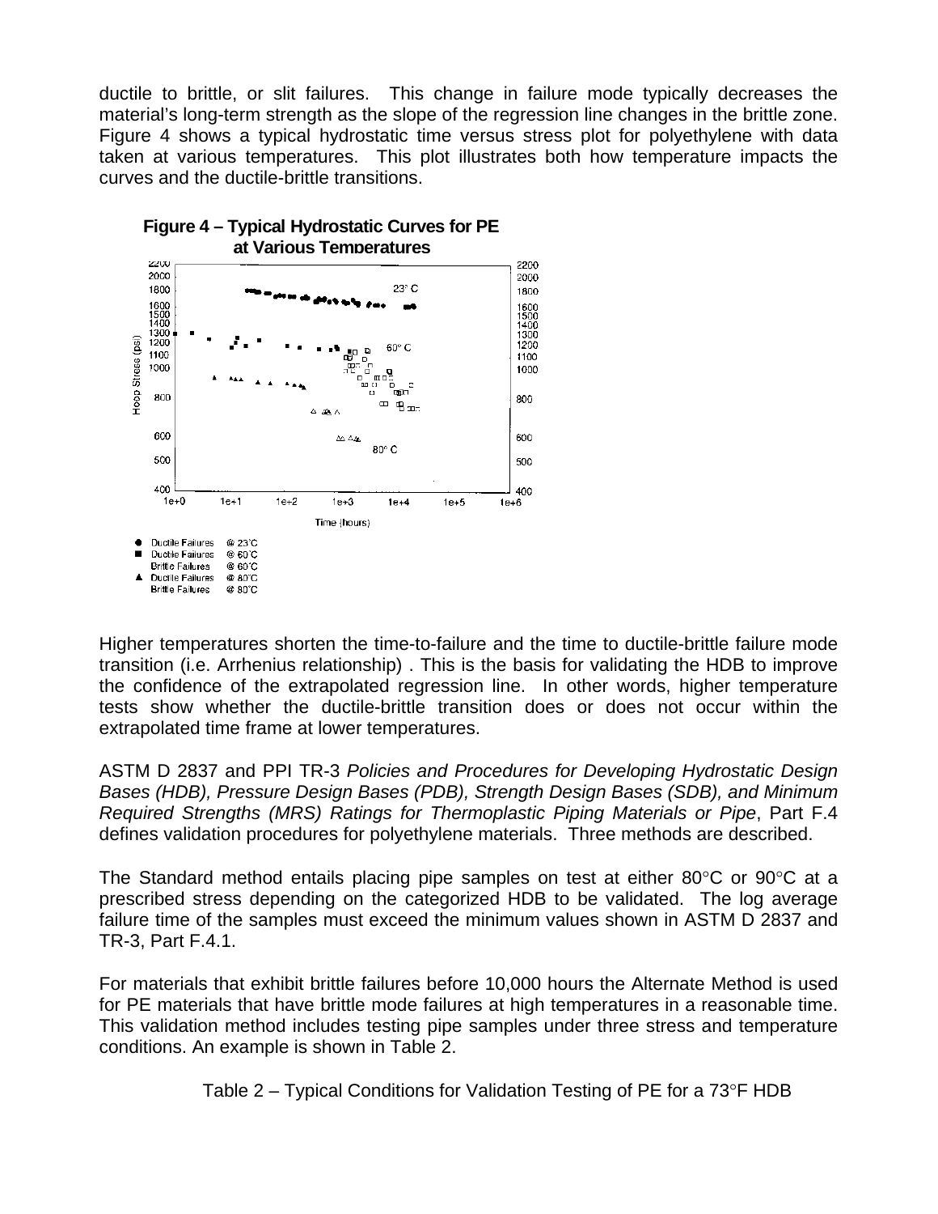ductile to brittle, or slit failures. This change in failure mode typically decreases the material's long-term strength as the slope of the regression line changes in the brittle zone. Figure 4 shows a typical hydrostatic time versus stress plot for polyethylene with data taken at various temperatures. This plot illustrates both how temperature impacts the curves and the ductile-brittle transitions.

**Figure 4 – Typical Hydrostatic Curves for PE at Various Temperatures**

Higher temperatures shorten the time-to-failure and the time to ductile-brittle failure mode transition (i.e. Arrhenius relationship) . This is the basis for validating the HDB to improve the confidence of the extrapolated regression line. In other words, higher temperature tests show whether the ductile-brittle transition does or does not occur within the extrapolated time frame at lower temperatures.

ASTM D 2837 and PPI TR-3 *Policies and Procedures for Developing Hydrostatic Design Bases (HDB), Pressure Design Bases (PDB), Strength Design Bases (SDB), and Minimum Required Strengths (MRS) Ratings for Thermoplastic Piping Materials or Pipe*, Part F.4 defines validation procedures for polyethylene materials. Three methods are described.

The Standard method entails placing pipe samples on test at either 80°C or 90°C at a prescribed stress depending on the categorized HDB to be validated. The log average failure time of the samples must exceed the minimum values shown in ASTM D 2837 and TR-3, Part F.4.1.

For materials that exhibit brittle failures before 10,000 hours the Alternate Method is used for PE materials that have brittle mode failures at high temperatures in a reasonable time. This validation method includes testing pipe samples under three stress and temperature conditions. An example is shown in Table 2.

Table 2 – Typical Conditions for Validation Testing of PE for a 73°F HDB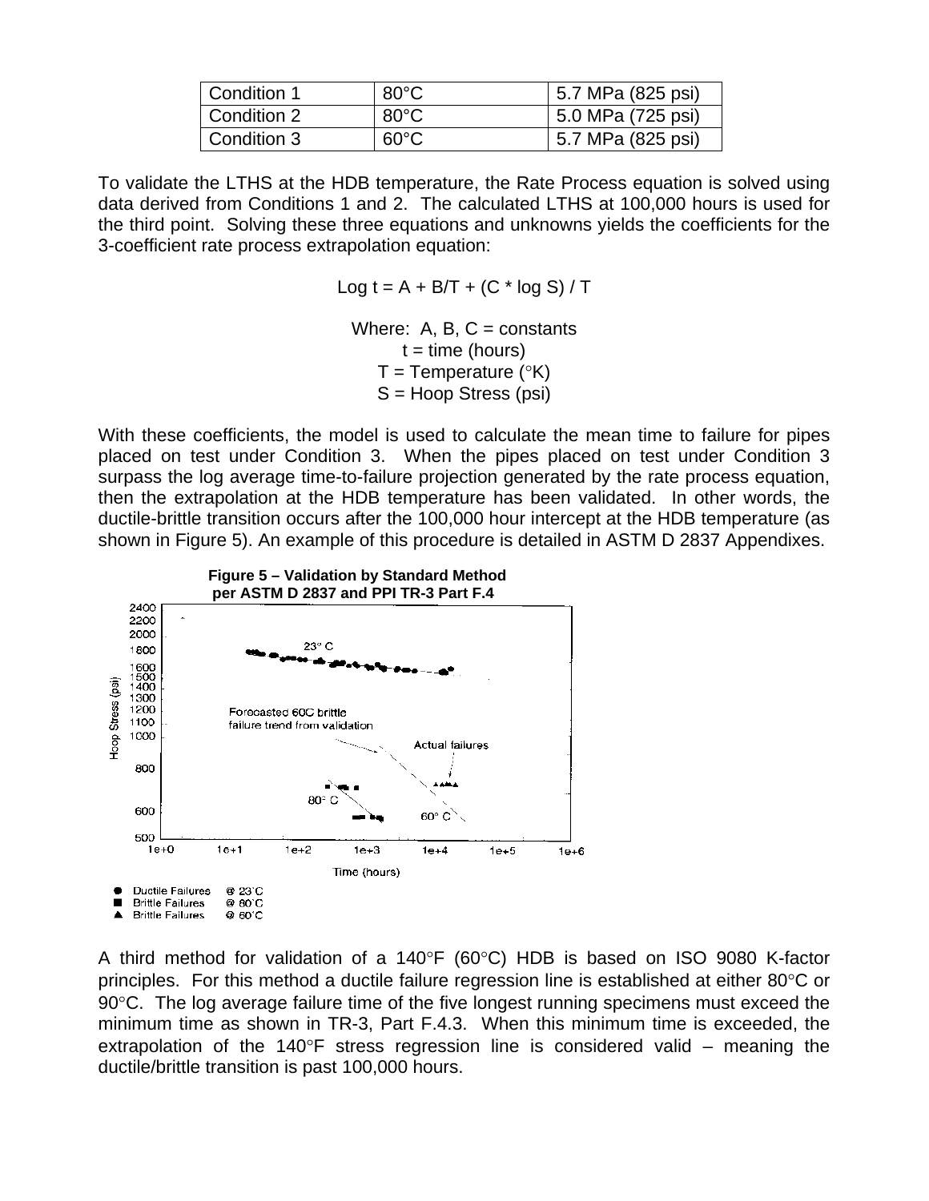| Condition 1 | 80°C | 5.7 MPa (825 psi) |
|---|---|---|
| Condition 2 | 80°C | 5.0 MPa (725 psi) |
| Condition 3 | 60°C | 5.7 MPa (825 psi) |

To validate the LTHS at the HDB temperature, the Rate Process equation is solved using data derived from Conditions 1 and 2. The calculated LTHS at 100,000 hours is used for the third point. Solving these three equations and unknowns yields the coefficients for the 3-coefficient rate process extrapolation equation:

$$\text{Log } t = A + B/T + (C * \log S) / T$$

Where: A, B, C = constants
t = time (hours)
T = Temperature (°K)
S = Hoop Stress (psi)

With these coefficients, the model is used to calculate the mean time to failure for pipes placed on test under Condition 3. When the pipes placed on test under Condition 3 surpass the log average time-to-failure projection generated by the rate process equation, then the extrapolation at the HDB temperature has been validated. In other words, the ductile-brittle transition occurs after the 100,000 hour intercept at the HDB temperature (as shown in Figure 5). An example of this procedure is detailed in ASTM D 2837 Appendixes.

**Figure 5 – Validation by Standard Method per ASTM D 2837 and PPI TR-3 Part F.4**

A third method for validation of a 140°F (60°C) HDB is based on ISO 9080 K-factor principles. For this method a ductile failure regression line is established at either 80°C or 90°C. The log average failure time of the five longest running specimens must exceed the minimum time as shown in TR-3, Part F.4.3. When this minimum time is exceeded, the extrapolation of the 140°F stress regression line is considered valid – meaning the ductile/brittle transition is past 100,000 hours.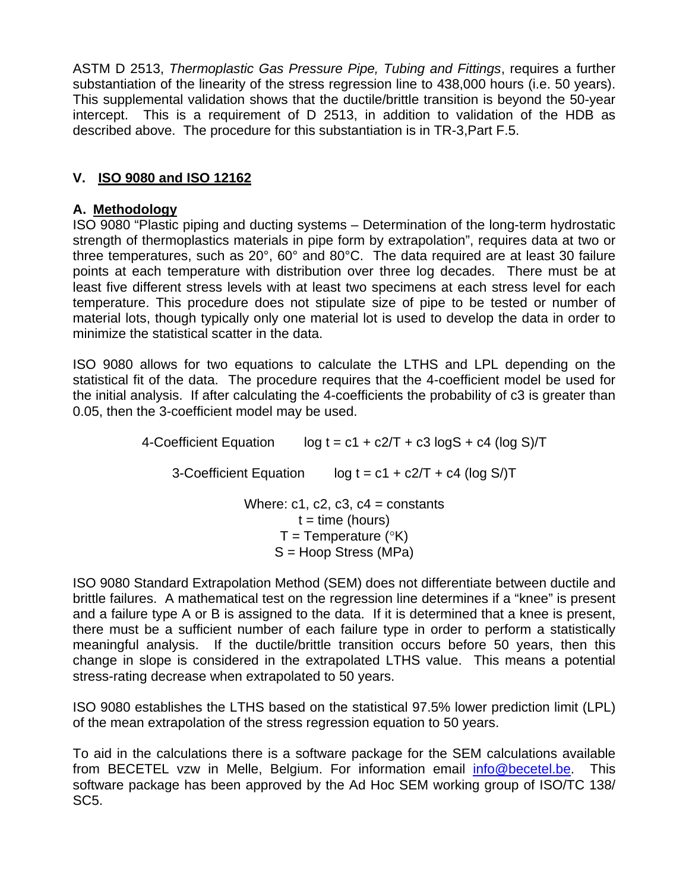ASTM D 2513, *Thermoplastic Gas Pressure Pipe, Tubing and Fittings*, requires a further substantiation of the linearity of the stress regression line to 438,000 hours (i.e. 50 years). This supplemental validation shows that the ductile/brittle transition is beyond the 50-year intercept. This is a requirement of D 2513, in addition to validation of the HDB as described above. The procedure for this substantiation is in TR-3,Part F.5.

## V. ISO 9080 and ISO 12162

### A. Methodology

ISO 9080 "Plastic piping and ducting systems – Determination of the long-term hydrostatic strength of thermoplastics materials in pipe form by extrapolation", requires data at two or three temperatures, such as 20°, 60° and 80°C. The data required are at least 30 failure points at each temperature with distribution over three log decades. There must be at least five different stress levels with at least two specimens at each stress level for each temperature. This procedure does not stipulate size of pipe to be tested or number of material lots, though typically only one material lot is used to develop the data in order to minimize the statistical scatter in the data.

ISO 9080 allows for two equations to calculate the LTHS and LPL depending on the statistical fit of the data. The procedure requires that the 4-coefficient model be used for the initial analysis. If after calculating the 4-coefficients the probability of c3 is greater than 0.05, then the 3-coefficient model may be used.

4-Coefficient Equation $$\log t = c1 + c2/T + c3 \log S + c4 (\log S)/T$$

3-Coefficient Equation $$\log t = c1 + c2/T + c4 (\log S/)T$$

Where: c1, c2, c3, c4 = constants
t = time (hours)
T = Temperature (°K)
S = Hoop Stress (MPa)

ISO 9080 Standard Extrapolation Method (SEM) does not differentiate between ductile and brittle failures. A mathematical test on the regression line determines if a "knee" is present and a failure type A or B is assigned to the data. If it is determined that a knee is present, there must be a sufficient number of each failure type in order to perform a statistically meaningful analysis. If the ductile/brittle transition occurs before 50 years, then this change in slope is considered in the extrapolated LTHS value. This means a potential stress-rating decrease when extrapolated to 50 years.

ISO 9080 establishes the LTHS based on the statistical 97.5% lower prediction limit (LPL) of the mean extrapolation of the stress regression equation to 50 years.

To aid in the calculations there is a software package for the SEM calculations available from BECETEL vzw in Melle, Belgium. For information email info@becetel.be. This software package has been approved by the Ad Hoc SEM working group of ISO/TC 138/ SC5.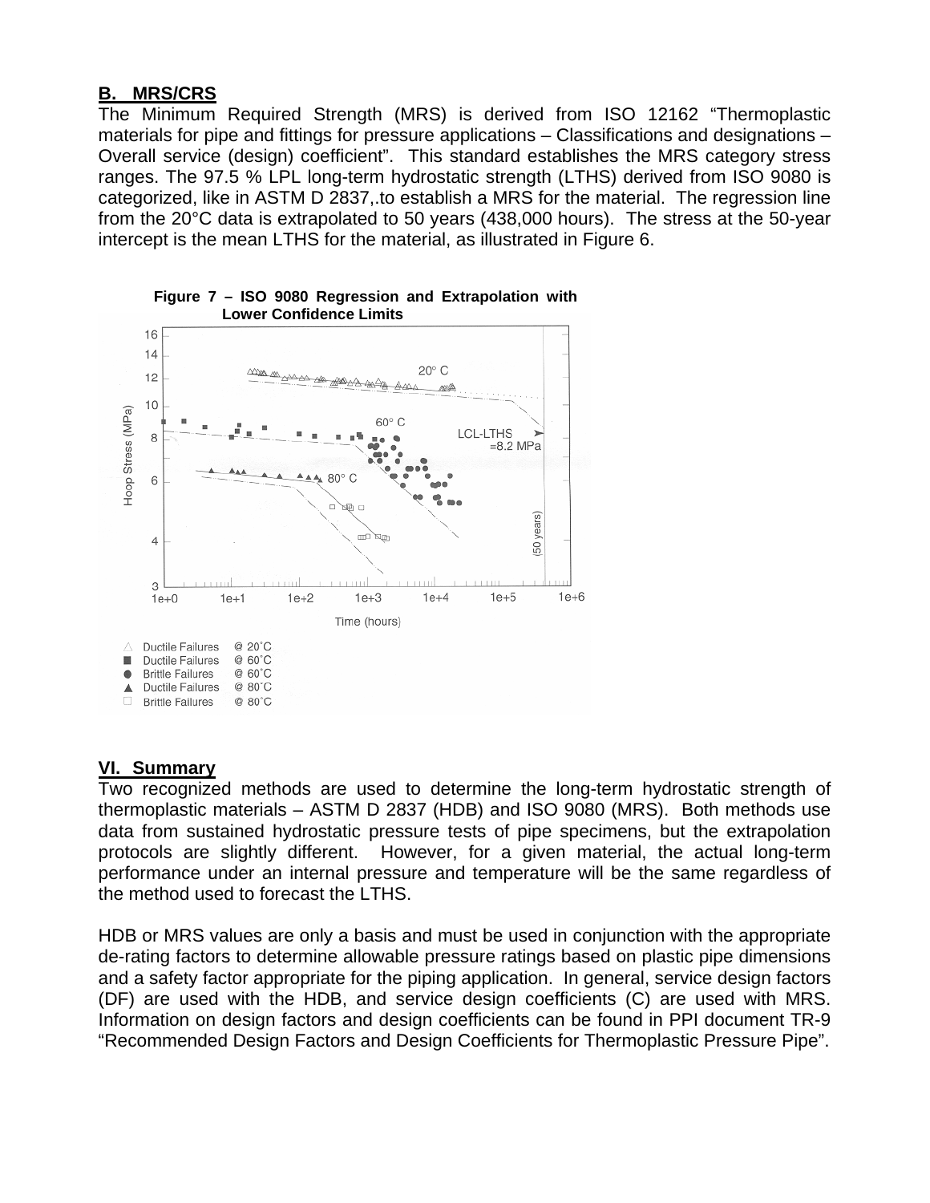## B. MRS/CRS

The Minimum Required Strength (MRS) is derived from ISO 12162 “Thermoplastic materials for pipe and fittings for pressure applications – Classifications and designations – Overall service (design) coefficient”. This standard establishes the MRS category stress ranges. The 97.5 % LPL long-term hydrostatic strength (LTHS) derived from ISO 9080 is categorized, like in ASTM D 2837,.to establish a MRS for the material. The regression line from the 20°C data is extrapolated to 50 years (438,000 hours). The stress at the 50-year intercept is the mean LTHS for the material, as illustrated in Figure 6.

**Figure 7 – ISO 9080 Regression and Extrapolation with Lower Confidence Limits**

## VI. Summary

Two recognized methods are used to determine the long-term hydrostatic strength of thermoplastic materials – ASTM D 2837 (HDB) and ISO 9080 (MRS). Both methods use data from sustained hydrostatic pressure tests of pipe specimens, but the extrapolation protocols are slightly different. However, for a given material, the actual long-term performance under an internal pressure and temperature will be the same regardless of the method used to forecast the LTHS.

HDB or MRS values are only a basis and must be used in conjunction with the appropriate de-rating factors to determine allowable pressure ratings based on plastic pipe dimensions and a safety factor appropriate for the piping application. In general, service design factors (DF) are used with the HDB, and service design coefficients (C) are used with MRS. Information on design factors and design coefficients can be found in PPI document TR-9 “Recommended Design Factors and Design Coefficients for Thermoplastic Pressure Pipe”.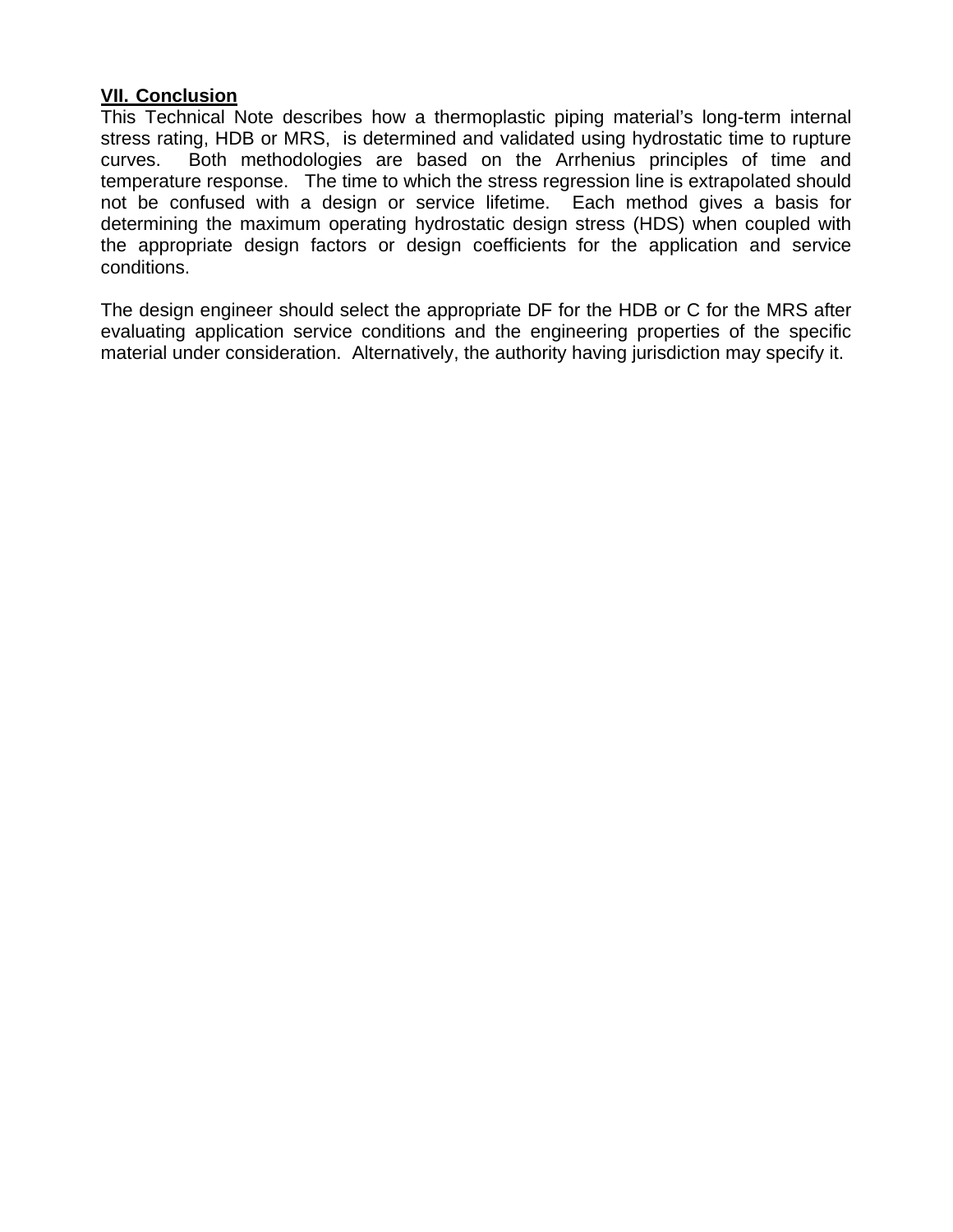## VII. Conclusion

This Technical Note describes how a thermoplastic piping material's long-term internal stress rating, HDB or MRS, is determined and validated using hydrostatic time to rupture curves. Both methodologies are based on the Arrhenius principles of time and temperature response. The time to which the stress regression line is extrapolated should not be confused with a design or service lifetime. Each method gives a basis for determining the maximum operating hydrostatic design stress (HDS) when coupled with the appropriate design factors or design coefficients for the application and service conditions.

The design engineer should select the appropriate DF for the HDB or C for the MRS after evaluating application service conditions and the engineering properties of the specific material under consideration. Alternatively, the authority having jurisdiction may specify it.